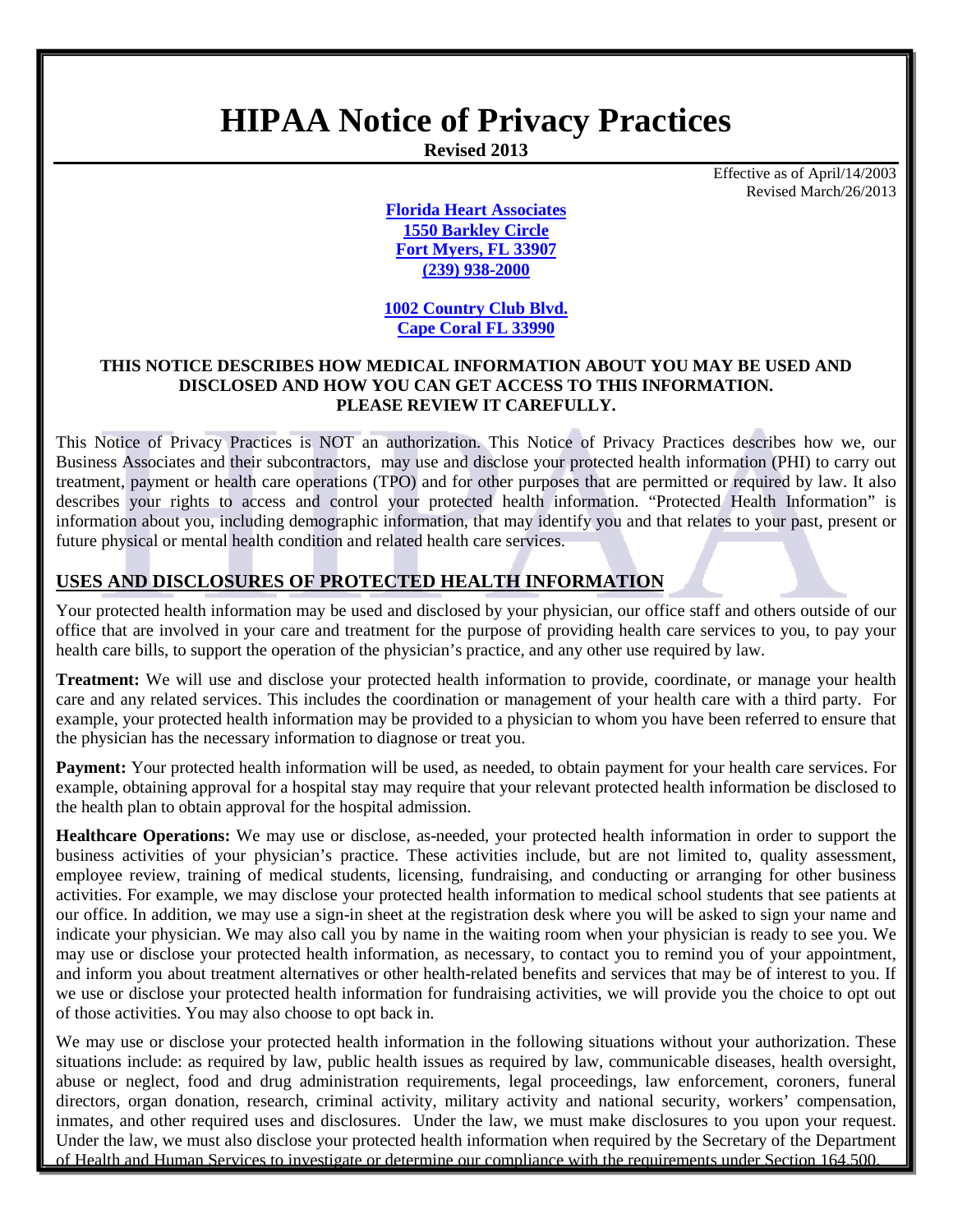# HIPAA Notice of Privacy Practices

**Revised 2013**

Effective as of April/14/2003
Revised March/26/2013

**Florida Heart Associates**
**1550 Barkley Circle**
**Fort Myers, FL 33907**
**(239) 938-2000**

**1002 Country Club Blvd.**
**Cape Coral FL 33990**

**THIS NOTICE DESCRIBES HOW MEDICAL INFORMATION ABOUT YOU MAY BE USED AND DISCLOSED AND HOW YOU CAN GET ACCESS TO THIS INFORMATION. PLEASE REVIEW IT CAREFULLY.**

This Notice of Privacy Practices is NOT an authorization. This Notice of Privacy Practices describes how we, our Business Associates and their subcontractors, may use and disclose your protected health information (PHI) to carry out treatment, payment or health care operations (TPO) and for other purposes that are permitted or required by law. It also describes your rights to access and control your protected health information. "Protected Health Information" is information about you, including demographic information, that may identify you and that relates to your past, present or future physical or mental health condition and related health care services.

## USES AND DISCLOSURES OF PROTECTED HEALTH INFORMATION

Your protected health information may be used and disclosed by your physician, our office staff and others outside of our office that are involved in your care and treatment for the purpose of providing health care services to you, to pay your health care bills, to support the operation of the physician's practice, and any other use required by law.

**Treatment:** We will use and disclose your protected health information to provide, coordinate, or manage your health care and any related services. This includes the coordination or management of your health care with a third party. For example, your protected health information may be provided to a physician to whom you have been referred to ensure that the physician has the necessary information to diagnose or treat you.

**Payment:** Your protected health information will be used, as needed, to obtain payment for your health care services. For example, obtaining approval for a hospital stay may require that your relevant protected health information be disclosed to the health plan to obtain approval for the hospital admission.

**Healthcare Operations:** We may use or disclose, as-needed, your protected health information in order to support the business activities of your physician's practice. These activities include, but are not limited to, quality assessment, employee review, training of medical students, licensing, fundraising, and conducting or arranging for other business activities. For example, we may disclose your protected health information to medical school students that see patients at our office. In addition, we may use a sign-in sheet at the registration desk where you will be asked to sign your name and indicate your physician. We may also call you by name in the waiting room when your physician is ready to see you. We may use or disclose your protected health information, as necessary, to contact you to remind you of your appointment, and inform you about treatment alternatives or other health-related benefits and services that may be of interest to you. If we use or disclose your protected health information for fundraising activities, we will provide you the choice to opt out of those activities. You may also choose to opt back in.

We may use or disclose your protected health information in the following situations without your authorization. These situations include: as required by law, public health issues as required by law, communicable diseases, health oversight, abuse or neglect, food and drug administration requirements, legal proceedings, law enforcement, coroners, funeral directors, organ donation, research, criminal activity, military activity and national security, workers' compensation, inmates, and other required uses and disclosures. Under the law, we must make disclosures to you upon your request. Under the law, we must also disclose your protected health information when required by the Secretary of the Department of Health and Human Services to investigate or determine our compliance with the requirements under Section 164.500.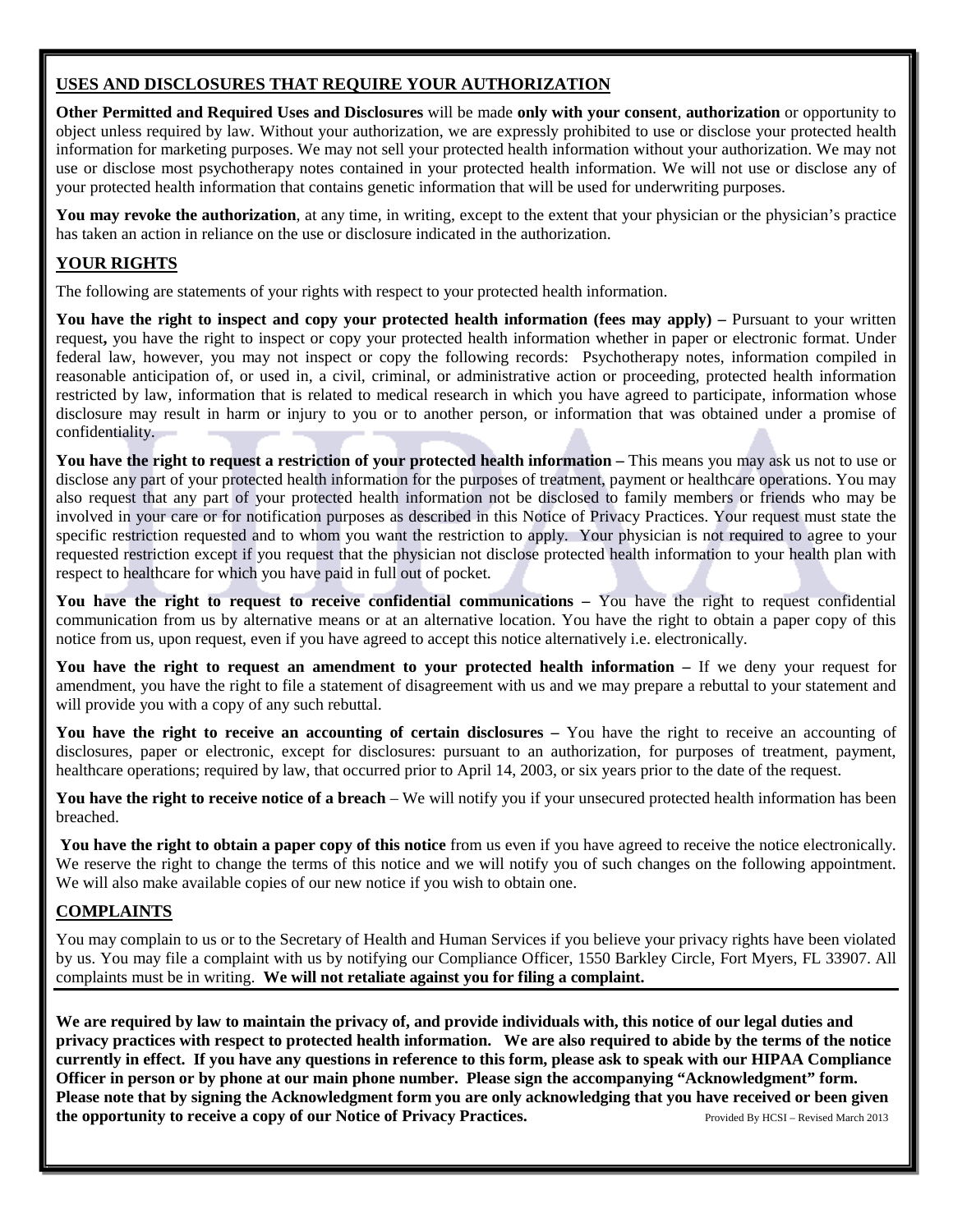## USES AND DISCLOSURES THAT REQUIRE YOUR AUTHORIZATION

**Other Permitted and Required Uses and Disclosures** will be made **only with your consent**, **authorization** or opportunity to object unless required by law. Without your authorization, we are expressly prohibited to use or disclose your protected health information for marketing purposes. We may not sell your protected health information without your authorization. We may not use or disclose most psychotherapy notes contained in your protected health information. We will not use or disclose any of your protected health information that contains genetic information that will be used for underwriting purposes.

**You may revoke the authorization**, at any time, in writing, except to the extent that your physician or the physician's practice has taken an action in reliance on the use or disclosure indicated in the authorization.

## YOUR RIGHTS

The following are statements of your rights with respect to your protected health information.

**You have the right to inspect and copy your protected health information (fees may apply) –** Pursuant to your written request**,** you have the right to inspect or copy your protected health information whether in paper or electronic format. Under federal law, however, you may not inspect or copy the following records: Psychotherapy notes, information compiled in reasonable anticipation of, or used in, a civil, criminal, or administrative action or proceeding, protected health information restricted by law, information that is related to medical research in which you have agreed to participate, information whose disclosure may result in harm or injury to you or to another person, or information that was obtained under a promise of confidentiality.

**You have the right to request a restriction of your protected health information –** This means you may ask us not to use or disclose any part of your protected health information for the purposes of treatment, payment or healthcare operations. You may also request that any part of your protected health information not be disclosed to family members or friends who may be involved in your care or for notification purposes as described in this Notice of Privacy Practices. Your request must state the specific restriction requested and to whom you want the restriction to apply. Your physician is not required to agree to your requested restriction except if you request that the physician not disclose protected health information to your health plan with respect to healthcare for which you have paid in full out of pocket.

**You have the right to request to receive confidential communications –** You have the right to request confidential communication from us by alternative means or at an alternative location. You have the right to obtain a paper copy of this notice from us, upon request, even if you have agreed to accept this notice alternatively i.e. electronically.

**You have the right to request an amendment to your protected health information –** If we deny your request for amendment, you have the right to file a statement of disagreement with us and we may prepare a rebuttal to your statement and will provide you with a copy of any such rebuttal.

**You have the right to receive an accounting of certain disclosures –** You have the right to receive an accounting of disclosures, paper or electronic, except for disclosures: pursuant to an authorization, for purposes of treatment, payment, healthcare operations; required by law, that occurred prior to April 14, 2003, or six years prior to the date of the request.

**You have the right to receive notice of a breach** – We will notify you if your unsecured protected health information has been breached.

**You have the right to obtain a paper copy of this notice** from us even if you have agreed to receive the notice electronically. We reserve the right to change the terms of this notice and we will notify you of such changes on the following appointment. We will also make available copies of our new notice if you wish to obtain one.

## COMPLAINTS

You may complain to us or to the Secretary of Health and Human Services if you believe your privacy rights have been violated by us. You may file a complaint with us by notifying our Compliance Officer, 1550 Barkley Circle, Fort Myers, FL 33907. All complaints must be in writing. **We will not retaliate against you for filing a complaint.**

**We are required by law to maintain the privacy of, and provide individuals with, this notice of our legal duties and privacy practices with respect to protected health information. We are also required to abide by the terms of the notice currently in effect. If you have any questions in reference to this form, please ask to speak with our HIPAA Compliance Officer in person or by phone at our main phone number. Please sign the accompanying "Acknowledgment" form. Please note that by signing the Acknowledgment form you are only acknowledging that you have received or been given the opportunity to receive a copy of our Notice of Privacy Practices.**

Provided By HCSI – Revised March 2013